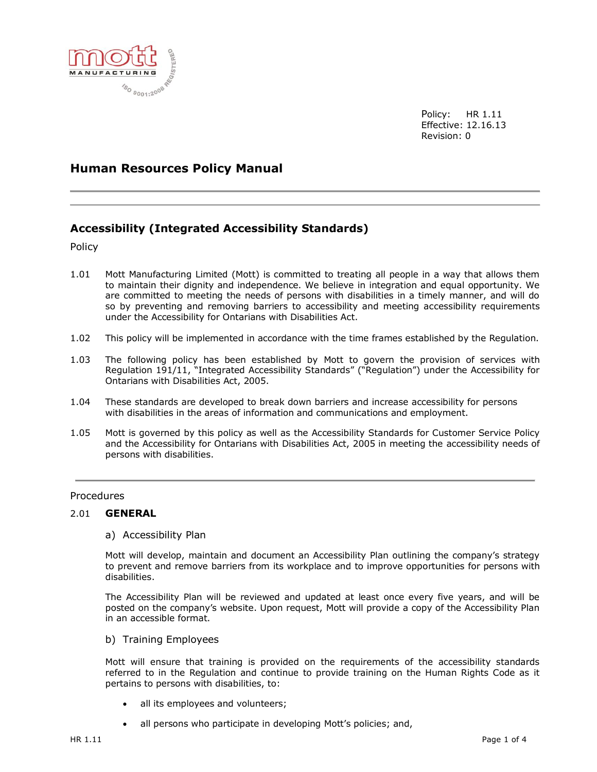Policy: HR 1.11
Effective: 12.16.13
Revision: 0

# Human Resources Policy Manual

## Accessibility (Integrated Accessibility Standards)

Policy

1.01 Mott Manufacturing Limited (Mott) is committed to treating all people in a way that allows them to maintain their dignity and independence. We believe in integration and equal opportunity. We are committed to meeting the needs of persons with disabilities in a timely manner, and will do so by preventing and removing barriers to accessibility and meeting accessibility requirements under the Accessibility for Ontarians with Disabilities Act.

1.02 This policy will be implemented in accordance with the time frames established by the Regulation.

1.03 The following policy has been established by Mott to govern the provision of services with Regulation 191/11, "Integrated Accessibility Standards" ("Regulation") under the Accessibility for Ontarians with Disabilities Act, 2005.

1.04 These standards are developed to break down barriers and increase accessibility for persons with disabilities in the areas of information and communications and employment.

1.05 Mott is governed by this policy as well as the Accessibility Standards for Customer Service Policy and the Accessibility for Ontarians with Disabilities Act, 2005 in meeting the accessibility needs of persons with disabilities.

---

Procedures

2.01 **GENERAL**

a) Accessibility Plan

Mott will develop, maintain and document an Accessibility Plan outlining the company's strategy to prevent and remove barriers from its workplace and to improve opportunities for persons with disabilities.

The Accessibility Plan will be reviewed and updated at least once every five years, and will be posted on the company's website. Upon request, Mott will provide a copy of the Accessibility Plan in an accessible format.

b) Training Employees

Mott will ensure that training is provided on the requirements of the accessibility standards referred to in the Regulation and continue to provide training on the Human Rights Code as it pertains to persons with disabilities, to:

- all its employees and volunteers;
- all persons who participate in developing Mott's policies; and,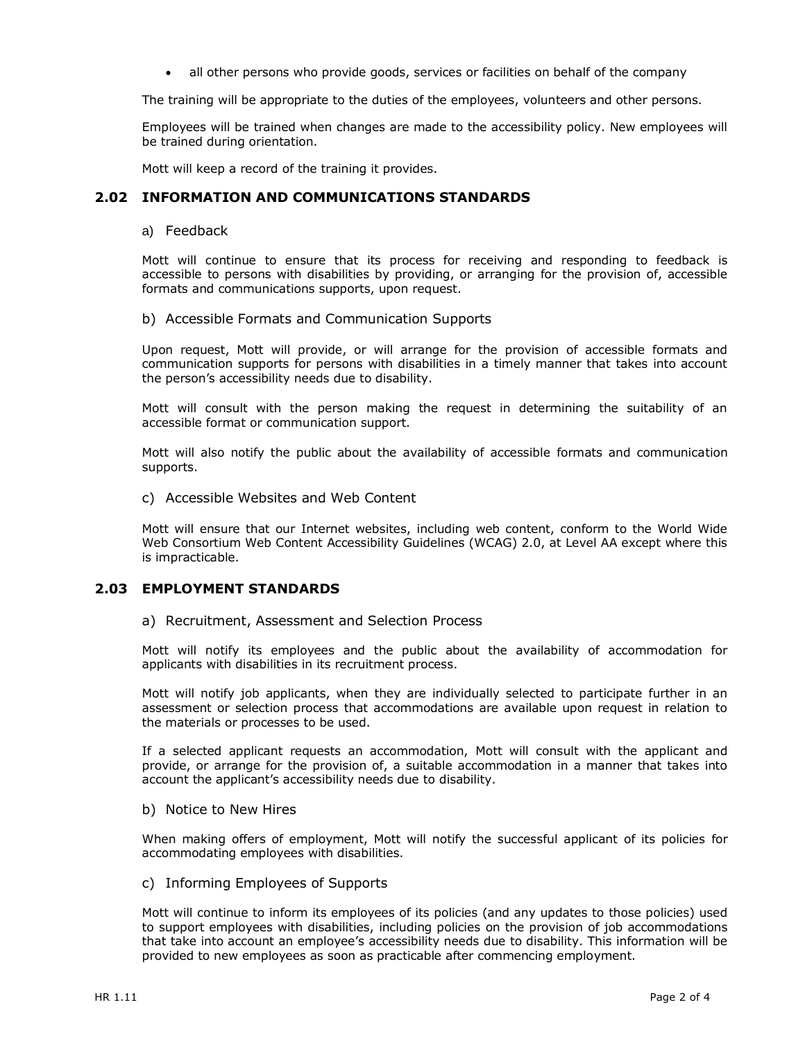- all other persons who provide goods, services or facilities on behalf of the company

The training will be appropriate to the duties of the employees, volunteers and other persons.

Employees will be trained when changes are made to the accessibility policy. New employees will be trained during orientation.

Mott will keep a record of the training it provides.

## 2.02 INFORMATION AND COMMUNICATIONS STANDARDS

a) Feedback

Mott will continue to ensure that its process for receiving and responding to feedback is accessible to persons with disabilities by providing, or arranging for the provision of, accessible formats and communications supports, upon request.

b) Accessible Formats and Communication Supports

Upon request, Mott will provide, or will arrange for the provision of accessible formats and communication supports for persons with disabilities in a timely manner that takes into account the person's accessibility needs due to disability.

Mott will consult with the person making the request in determining the suitability of an accessible format or communication support.

Mott will also notify the public about the availability of accessible formats and communication supports.

c) Accessible Websites and Web Content

Mott will ensure that our Internet websites, including web content, conform to the World Wide Web Consortium Web Content Accessibility Guidelines (WCAG) 2.0, at Level AA except where this is impracticable.

## 2.03 EMPLOYMENT STANDARDS

a) Recruitment, Assessment and Selection Process

Mott will notify its employees and the public about the availability of accommodation for applicants with disabilities in its recruitment process.

Mott will notify job applicants, when they are individually selected to participate further in an assessment or selection process that accommodations are available upon request in relation to the materials or processes to be used.

If a selected applicant requests an accommodation, Mott will consult with the applicant and provide, or arrange for the provision of, a suitable accommodation in a manner that takes into account the applicant's accessibility needs due to disability.

b) Notice to New Hires

When making offers of employment, Mott will notify the successful applicant of its policies for accommodating employees with disabilities.

c) Informing Employees of Supports

Mott will continue to inform its employees of its policies (and any updates to those policies) used to support employees with disabilities, including policies on the provision of job accommodations that take into account an employee's accessibility needs due to disability. This information will be provided to new employees as soon as practicable after commencing employment.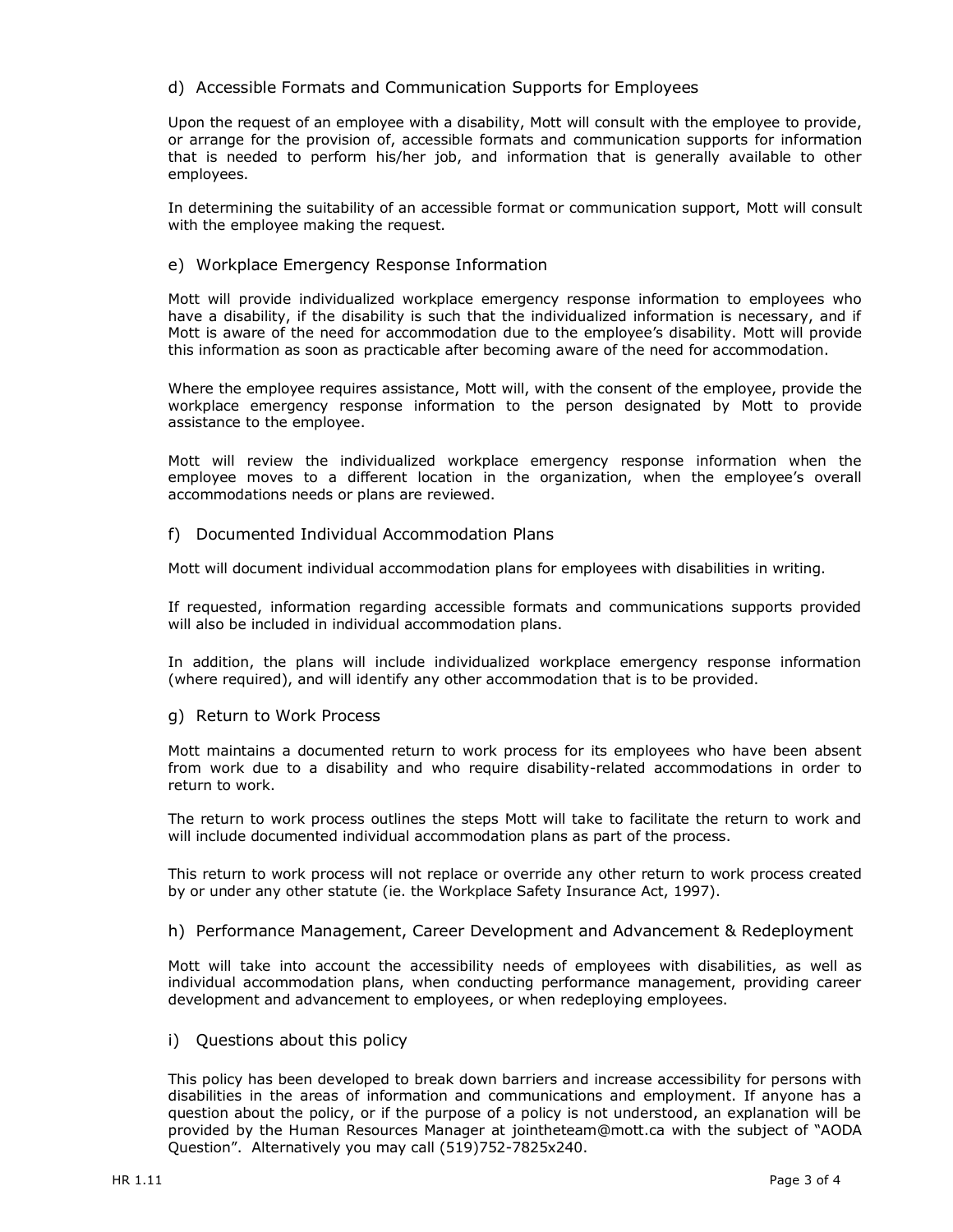### d) Accessible Formats and Communication Supports for Employees

Upon the request of an employee with a disability, Mott will consult with the employee to provide, or arrange for the provision of, accessible formats and communication supports for information that is needed to perform his/her job, and information that is generally available to other employees.

In determining the suitability of an accessible format or communication support, Mott will consult with the employee making the request.

### e) Workplace Emergency Response Information

Mott will provide individualized workplace emergency response information to employees who have a disability, if the disability is such that the individualized information is necessary, and if Mott is aware of the need for accommodation due to the employee's disability. Mott will provide this information as soon as practicable after becoming aware of the need for accommodation.

Where the employee requires assistance, Mott will, with the consent of the employee, provide the workplace emergency response information to the person designated by Mott to provide assistance to the employee.

Mott will review the individualized workplace emergency response information when the employee moves to a different location in the organization, when the employee's overall accommodations needs or plans are reviewed.

### f) Documented Individual Accommodation Plans

Mott will document individual accommodation plans for employees with disabilities in writing.

If requested, information regarding accessible formats and communications supports provided will also be included in individual accommodation plans.

In addition, the plans will include individualized workplace emergency response information (where required), and will identify any other accommodation that is to be provided.

### g) Return to Work Process

Mott maintains a documented return to work process for its employees who have been absent from work due to a disability and who require disability-related accommodations in order to return to work.

The return to work process outlines the steps Mott will take to facilitate the return to work and will include documented individual accommodation plans as part of the process.

This return to work process will not replace or override any other return to work process created by or under any other statute (ie. the Workplace Safety Insurance Act, 1997).

### h) Performance Management, Career Development and Advancement & Redeployment

Mott will take into account the accessibility needs of employees with disabilities, as well as individual accommodation plans, when conducting performance management, providing career development and advancement to employees, or when redeploying employees.

### i) Questions about this policy

This policy has been developed to break down barriers and increase accessibility for persons with disabilities in the areas of information and communications and employment. If anyone has a question about the policy, or if the purpose of a policy is not understood, an explanation will be provided by the Human Resources Manager at jointheteam@mott.ca with the subject of "AODA Question". Alternatively you may call (519)752-7825x240.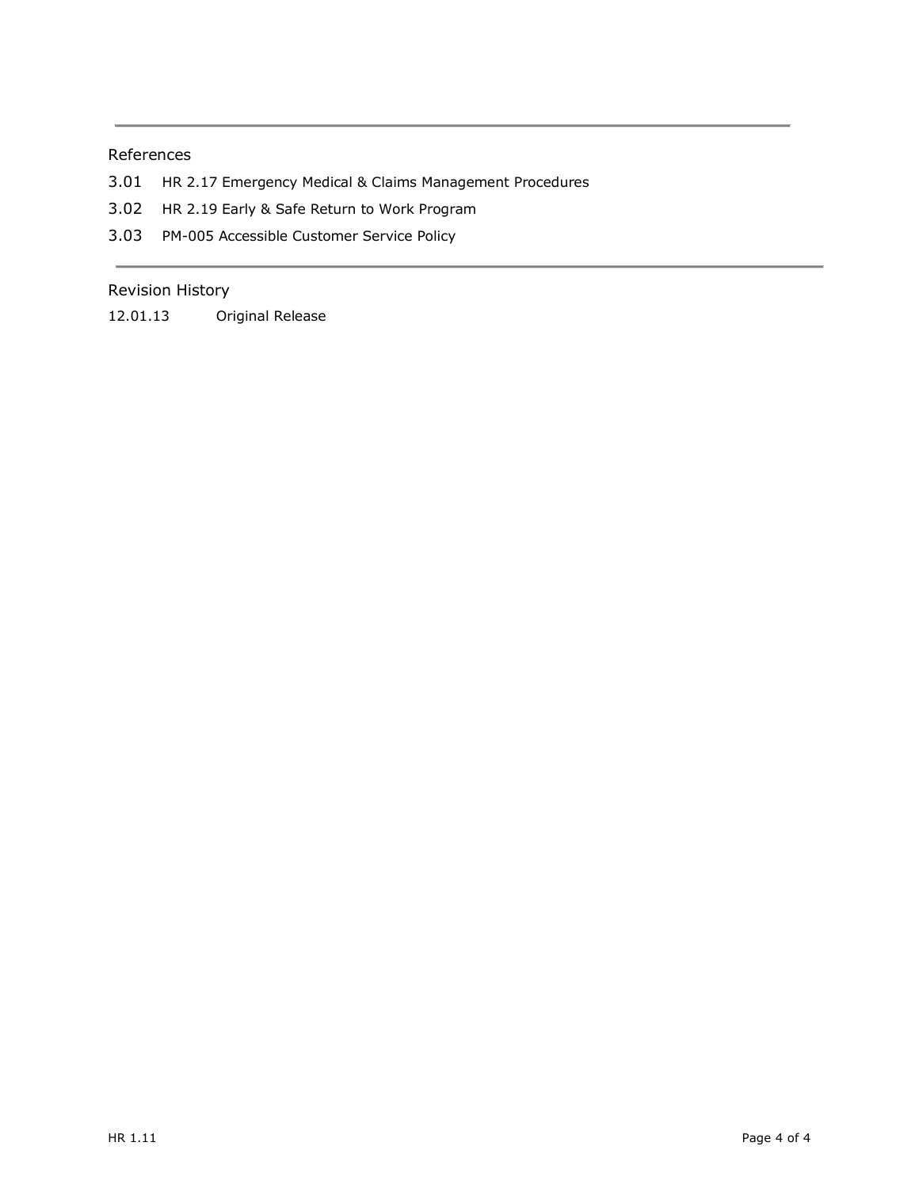---

## References

3.01 HR 2.17 Emergency Medical & Claims Management Procedures

3.02 HR 2.19 Early & Safe Return to Work Program

3.03 PM-005 Accessible Customer Service Policy

---

## Revision History

12.01.13 Original Release